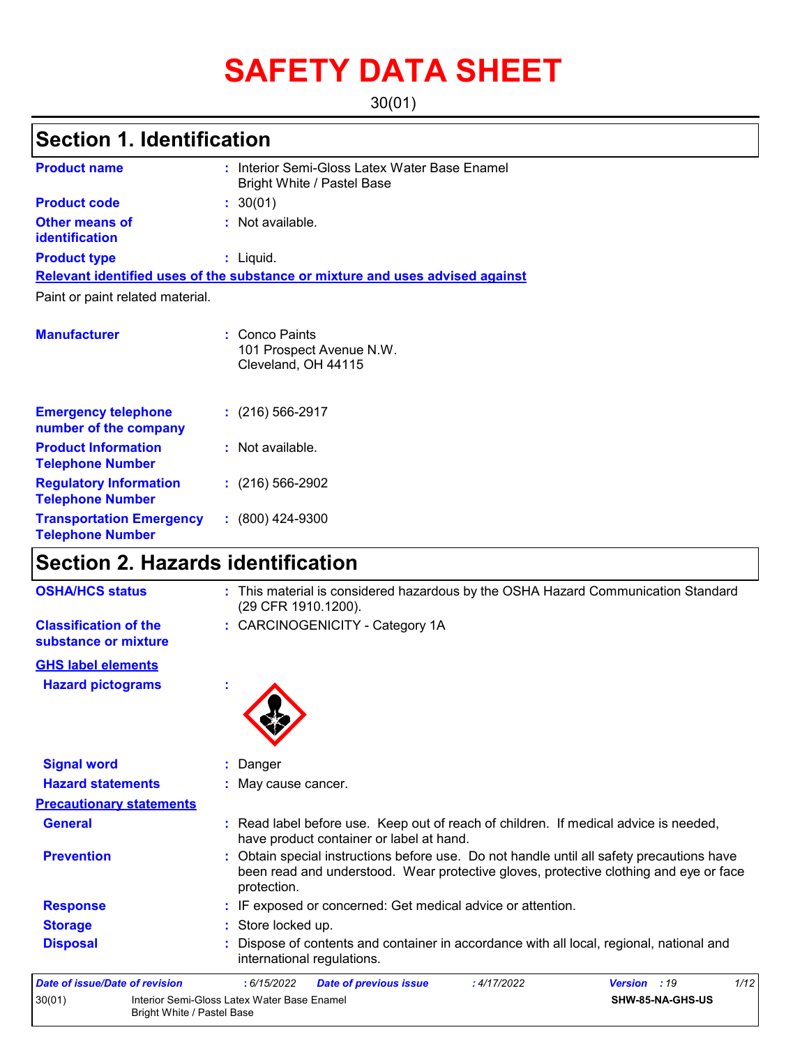# SAFETY DATA SHEET

30(01)

## Section 1. Identification

**Product name** : Interior Semi-Gloss Latex Water Base Enamel Bright White / Pastel Base

**Product code** : 30(01)

**Other means of identification** : Not available.

**Product type** : Liquid.

**Relevant identified uses of the substance or mixture and uses advised against**

Paint or paint related material.

**Manufacturer** : Conco Paints
101 Prospect Avenue N.W.
Cleveland, OH 44115

**Emergency telephone number of the company** : (216) 566-2917

**Product Information Telephone Number** : Not available.

**Regulatory Information Telephone Number** : (216) 566-2902

**Transportation Emergency Telephone Number** : (800) 424-9300

## Section 2. Hazards identification

**OSHA/HCS status** : This material is considered hazardous by the OSHA Hazard Communication Standard (29 CFR 1910.1200).

**Classification of the substance or mixture** : CARCINOGENICITY - Category 1A

**GHS label elements**

**Hazard pictograms** :

**Signal word** : Danger

**Hazard statements** : May cause cancer.

**Precautionary statements**

**General** : Read label before use. Keep out of reach of children. If medical advice is needed, have product container or label at hand.

**Prevention** : Obtain special instructions before use. Do not handle until all safety precautions have been read and understood. Wear protective gloves, protective clothing and eye or face protection.

**Response** : IF exposed or concerned: Get medical advice or attention.

**Storage** : Store locked up.

**Disposal** : Dispose of contents and container in accordance with all local, regional, national and international regulations.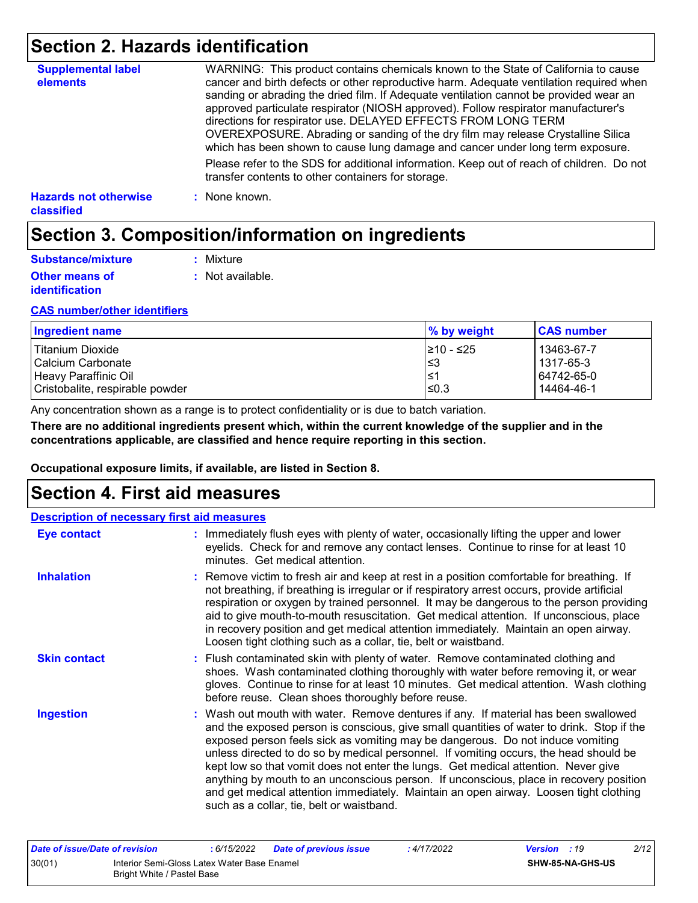## Section 2. Hazards identification

**Supplemental label elements** WARNING: This product contains chemicals known to the State of California to cause cancer and birth defects or other reproductive harm. Adequate ventilation required when sanding or abrading the dried film. If Adequate ventilation cannot be provided wear an approved particulate respirator (NIOSH approved). Follow respirator manufacturer's directions for respirator use. DELAYED EFFECTS FROM LONG TERM OVEREXPOSURE. Abrading or sanding of the dry film may release Crystalline Silica which has been shown to cause lung damage and cancer under long term exposure.

Please refer to the SDS for additional information. Keep out of reach of children. Do not transfer contents to other containers for storage.

**Hazards not otherwise classified** : None known.

## Section 3. Composition/information on ingredients

**Substance/mixture** : Mixture

**Other means of identification** : Not available.

**CAS number/other identifiers**

| Ingredient name | % by weight | CAS number |
|---|---|---|
| Titanium Dioxide | ≥10 - ≤25 | 13463-67-7 |
| Calcium Carbonate | ≤3 | 1317-65-3 |
| Heavy Paraffinic Oil | ≤1 | 64742-65-0 |
| Cristobalite, respirable powder | ≤0.3 | 14464-46-1 |

Any concentration shown as a range is to protect confidentiality or is due to batch variation.

**There are no additional ingredients present which, within the current knowledge of the supplier and in the concentrations applicable, are classified and hence require reporting in this section.**

**Occupational exposure limits, if available, are listed in Section 8.**

## Section 4. First aid measures

**Description of necessary first aid measures**

**Eye contact** : Immediately flush eyes with plenty of water, occasionally lifting the upper and lower eyelids. Check for and remove any contact lenses. Continue to rinse for at least 10 minutes. Get medical attention.

**Inhalation** : Remove victim to fresh air and keep at rest in a position comfortable for breathing. If not breathing, if breathing is irregular or if respiratory arrest occurs, provide artificial respiration or oxygen by trained personnel. It may be dangerous to the person providing aid to give mouth-to-mouth resuscitation. Get medical attention. If unconscious, place in recovery position and get medical attention immediately. Maintain an open airway. Loosen tight clothing such as a collar, tie, belt or waistband.

**Skin contact** : Flush contaminated skin with plenty of water. Remove contaminated clothing and shoes. Wash contaminated clothing thoroughly with water before removing it, or wear gloves. Continue to rinse for at least 10 minutes. Get medical attention. Wash clothing before reuse. Clean shoes thoroughly before reuse.

**Ingestion** : Wash out mouth with water. Remove dentures if any. If material has been swallowed and the exposed person is conscious, give small quantities of water to drink. Stop if the exposed person feels sick as vomiting may be dangerous. Do not induce vomiting unless directed to do so by medical personnel. If vomiting occurs, the head should be kept low so that vomit does not enter the lungs. Get medical attention. Never give anything by mouth to an unconscious person. If unconscious, place in recovery position and get medical attention immediately. Maintain an open airway. Loosen tight clothing such as a collar, tie, belt or waistband.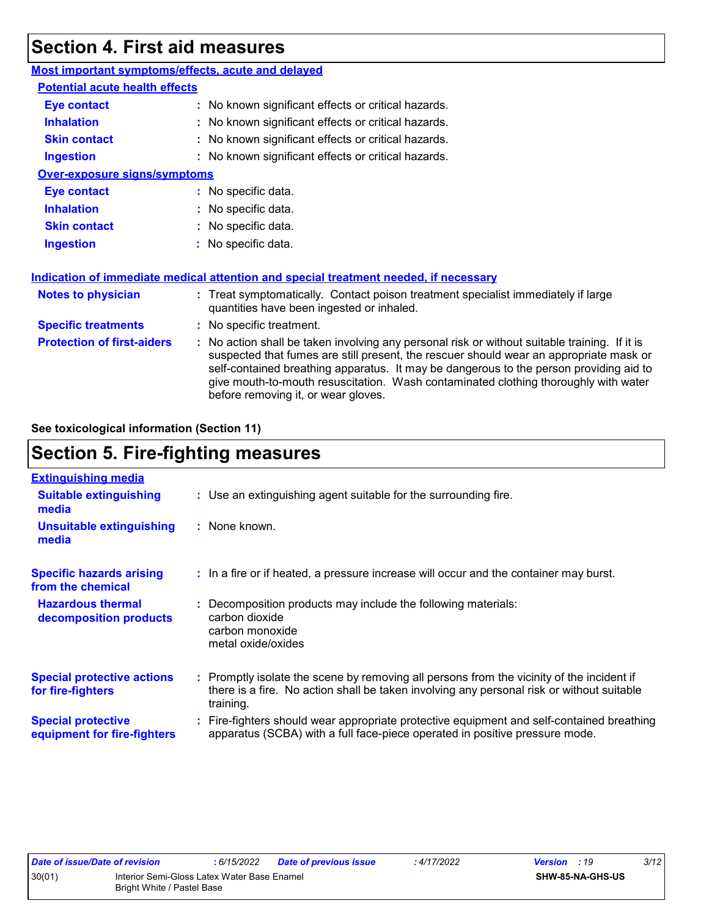# Section 4. First aid measures

## Most important symptoms/effects, acute and delayed

### Potential acute health effects

**Eye contact** : No known significant effects or critical hazards.

**Inhalation** : No known significant effects or critical hazards.

**Skin contact** : No known significant effects or critical hazards.

**Ingestion** : No known significant effects or critical hazards.

### Over-exposure signs/symptoms

**Eye contact** : No specific data.

**Inhalation** : No specific data.

**Skin contact** : No specific data.

**Ingestion** : No specific data.

## Indication of immediate medical attention and special treatment needed, if necessary

**Notes to physician** : Treat symptomatically. Contact poison treatment specialist immediately if large quantities have been ingested or inhaled.

**Specific treatments** : No specific treatment.

**Protection of first-aiders** : No action shall be taken involving any personal risk or without suitable training. If it is suspected that fumes are still present, the rescuer should wear an appropriate mask or self-contained breathing apparatus. It may be dangerous to the person providing aid to give mouth-to-mouth resuscitation. Wash contaminated clothing thoroughly with water before removing it, or wear gloves.

**See toxicological information (Section 11)**

# Section 5. Fire-fighting measures

## Extinguishing media

**Suitable extinguishing media** : Use an extinguishing agent suitable for the surrounding fire.

**Unsuitable extinguishing media** : None known.

**Specific hazards arising from the chemical** : In a fire or if heated, a pressure increase will occur and the container may burst.

**Hazardous thermal decomposition products** : Decomposition products may include the following materials:
carbon dioxide
carbon monoxide
metal oxide/oxides

**Special protective actions for fire-fighters** : Promptly isolate the scene by removing all persons from the vicinity of the incident if there is a fire. No action shall be taken involving any personal risk or without suitable training.

**Special protective equipment for fire-fighters** : Fire-fighters should wear appropriate protective equipment and self-contained breathing apparatus (SCBA) with a full face-piece operated in positive pressure mode.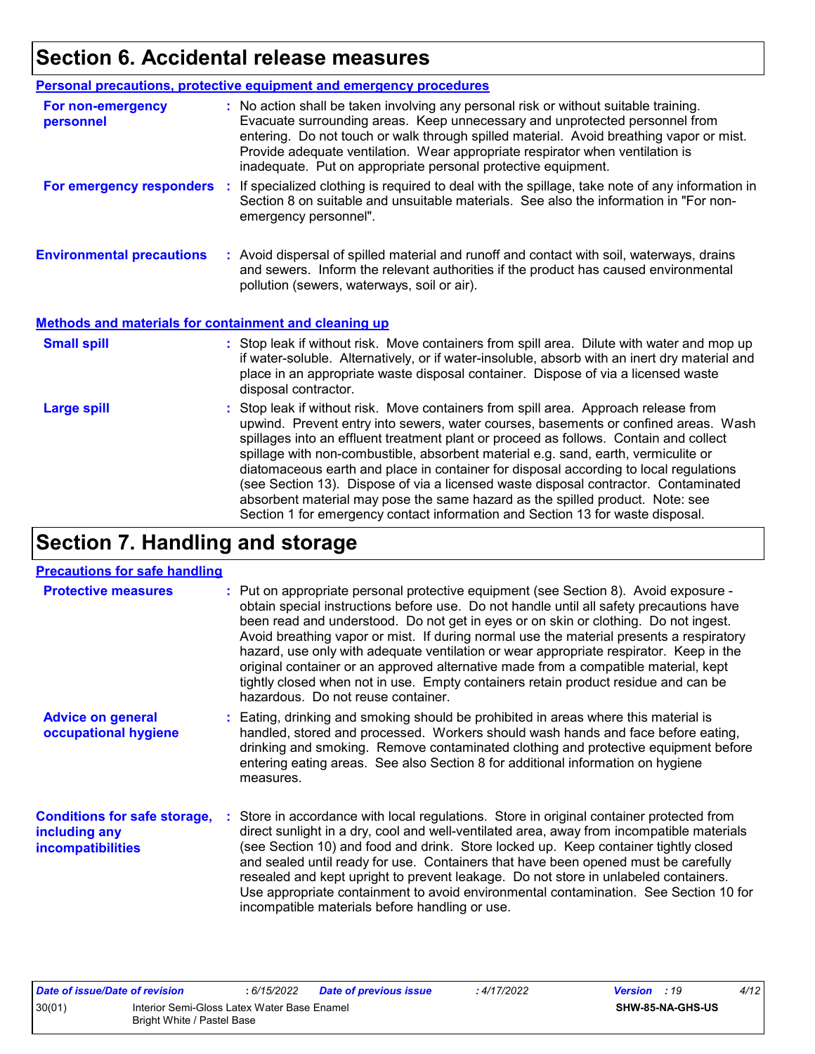# Section 6. Accidental release measures

## Personal precautions, protective equipment and emergency procedures

**For non-emergency personnel** : No action shall be taken involving any personal risk or without suitable training. Evacuate surrounding areas. Keep unnecessary and unprotected personnel from entering. Do not touch or walk through spilled material. Avoid breathing vapor or mist. Provide adequate ventilation. Wear appropriate respirator when ventilation is inadequate. Put on appropriate personal protective equipment.

**For emergency responders** : If specialized clothing is required to deal with the spillage, take note of any information in Section 8 on suitable and unsuitable materials. See also the information in "For non-emergency personnel".

**Environmental precautions** : Avoid dispersal of spilled material and runoff and contact with soil, waterways, drains and sewers. Inform the relevant authorities if the product has caused environmental pollution (sewers, waterways, soil or air).

## Methods and materials for containment and cleaning up

**Small spill** : Stop leak if without risk. Move containers from spill area. Dilute with water and mop up if water-soluble. Alternatively, or if water-insoluble, absorb with an inert dry material and place in an appropriate waste disposal container. Dispose of via a licensed waste disposal contractor.

**Large spill** : Stop leak if without risk. Move containers from spill area. Approach release from upwind. Prevent entry into sewers, water courses, basements or confined areas. Wash spillages into an effluent treatment plant or proceed as follows. Contain and collect spillage with non-combustible, absorbent material e.g. sand, earth, vermiculite or diatomaceous earth and place in container for disposal according to local regulations (see Section 13). Dispose of via a licensed waste disposal contractor. Contaminated absorbent material may pose the same hazard as the spilled product. Note: see Section 1 for emergency contact information and Section 13 for waste disposal.

# Section 7. Handling and storage

## Precautions for safe handling

**Protective measures** : Put on appropriate personal protective equipment (see Section 8). Avoid exposure - obtain special instructions before use. Do not handle until all safety precautions have been read and understood. Do not get in eyes or on skin or clothing. Do not ingest. Avoid breathing vapor or mist. If during normal use the material presents a respiratory hazard, use only with adequate ventilation or wear appropriate respirator. Keep in the original container or an approved alternative made from a compatible material, kept tightly closed when not in use. Empty containers retain product residue and can be hazardous. Do not reuse container.

**Advice on general occupational hygiene** : Eating, drinking and smoking should be prohibited in areas where this material is handled, stored and processed. Workers should wash hands and face before eating, drinking and smoking. Remove contaminated clothing and protective equipment before entering eating areas. See also Section 8 for additional information on hygiene measures.

**Conditions for safe storage, including any incompatibilities** : Store in accordance with local regulations. Store in original container protected from direct sunlight in a dry, cool and well-ventilated area, away from incompatible materials (see Section 10) and food and drink. Store locked up. Keep container tightly closed and sealed until ready for use. Containers that have been opened must be carefully resealed and kept upright to prevent leakage. Do not store in unlabeled containers. Use appropriate containment to avoid environmental contamination. See Section 10 for incompatible materials before handling or use.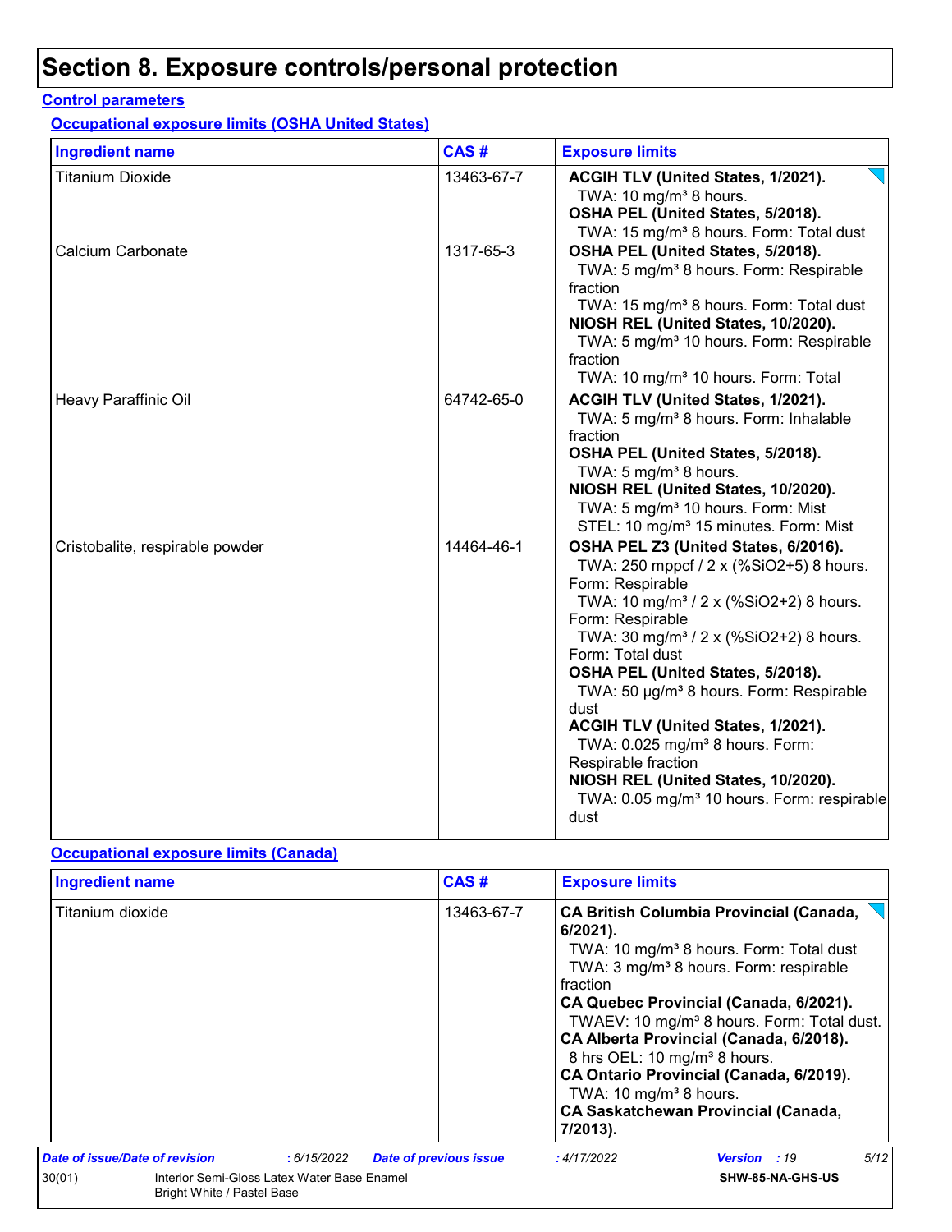# Section 8. Exposure controls/personal protection

**Control parameters**

**Occupational exposure limits (OSHA United States)**

| Ingredient name | CAS # | Exposure limits |
|---|---|---|
| Titanium Dioxide | 13463-67-7 | **ACGIH TLV (United States, 1/2021).**<br>TWA: 10 mg/m³ 8 hours.<br>**OSHA PEL (United States, 5/2018).**<br>TWA: 15 mg/m³ 8 hours. Form: Total dust |
| Calcium Carbonate | 1317-65-3 | **OSHA PEL (United States, 5/2018).**<br>TWA: 5 mg/m³ 8 hours. Form: Respirable fraction<br>TWA: 15 mg/m³ 8 hours. Form: Total dust<br>**NIOSH REL (United States, 10/2020).**<br>TWA: 5 mg/m³ 10 hours. Form: Respirable fraction<br>TWA: 10 mg/m³ 10 hours. Form: Total |
| Heavy Paraffinic Oil | 64742-65-0 | **ACGIH TLV (United States, 1/2021).**<br>TWA: 5 mg/m³ 8 hours. Form: Inhalable fraction<br>**OSHA PEL (United States, 5/2018).**<br>TWA: 5 mg/m³ 8 hours.<br>**NIOSH REL (United States, 10/2020).**<br>TWA: 5 mg/m³ 10 hours. Form: Mist<br>STEL: 10 mg/m³ 15 minutes. Form: Mist |
| Cristobalite, respirable powder | 14464-46-1 | **OSHA PEL Z3 (United States, 6/2016).**<br>TWA: 250 mppcf / 2 x (%SiO2+5) 8 hours. Form: Respirable<br>TWA: 10 mg/m³ / 2 x (%SiO2+2) 8 hours. Form: Respirable<br>TWA: 30 mg/m³ / 2 x (%SiO2+2) 8 hours. Form: Total dust<br>**OSHA PEL (United States, 5/2018).**<br>TWA: 50 µg/m³ 8 hours. Form: Respirable dust<br>**ACGIH TLV (United States, 1/2021).**<br>TWA: 0.025 mg/m³ 8 hours. Form: Respirable fraction<br>**NIOSH REL (United States, 10/2020).**<br>TWA: 0.05 mg/m³ 10 hours. Form: respirable dust |

**Occupational exposure limits (Canada)**

| Ingredient name | CAS # | Exposure limits |
|---|---|---|
| Titanium dioxide | 13463-67-7 | **CA British Columbia Provincial (Canada, 6/2021).**<br>TWA: 10 mg/m³ 8 hours. Form: Total dust<br>TWA: 3 mg/m³ 8 hours. Form: respirable fraction<br>**CA Quebec Provincial (Canada, 6/2021).**<br>TWAEV: 10 mg/m³ 8 hours. Form: Total dust.<br>**CA Alberta Provincial (Canada, 6/2018).**<br>8 hrs OEL: 10 mg/m³ 8 hours.<br>**CA Ontario Provincial (Canada, 6/2019).**<br>TWA: 10 mg/m³ 8 hours.<br>**CA Saskatchewan Provincial (Canada, 7/2013).** |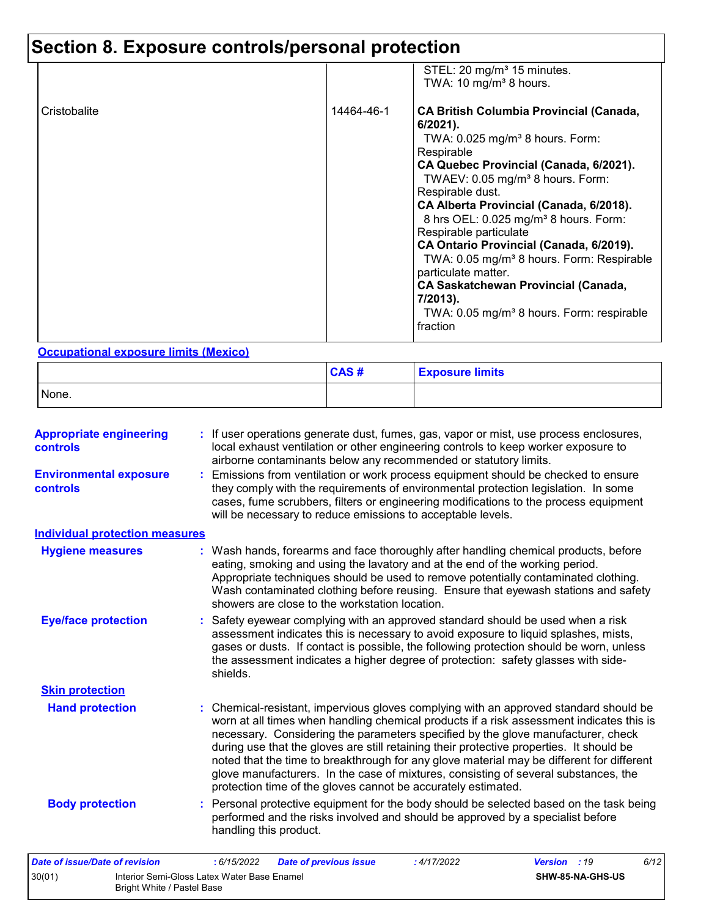# Section 8. Exposure controls/personal protection

| | | |
|---|---|---|
| | | STEL: 20 mg/m³ 15 minutes.<br>TWA: 10 mg/m³ 8 hours. |
| Cristobalite | 14464-46-1 | **CA British Columbia Provincial (Canada, 6/2021).**<br>TWA: 0.025 mg/m³ 8 hours. Form: Respirable<br>**CA Quebec Provincial (Canada, 6/2021).**<br>TWAEV: 0.05 mg/m³ 8 hours. Form: Respirable dust.<br>**CA Alberta Provincial (Canada, 6/2018).**<br>8 hrs OEL: 0.025 mg/m³ 8 hours. Form: Respirable particulate<br>**CA Ontario Provincial (Canada, 6/2019).**<br>TWA: 0.05 mg/m³ 8 hours. Form: Respirable particulate matter.<br>**CA Saskatchewan Provincial (Canada, 7/2013).**<br>TWA: 0.05 mg/m³ 8 hours. Form: respirable fraction |

**Occupational exposure limits (Mexico)**

| | CAS # | Exposure limits |
|---|---|---|
| None. | | |

**Appropriate engineering controls** : If user operations generate dust, fumes, gas, vapor or mist, use process enclosures, local exhaust ventilation or other engineering controls to keep worker exposure to airborne contaminants below any recommended or statutory limits.

**Environmental exposure controls** : Emissions from ventilation or work process equipment should be checked to ensure they comply with the requirements of environmental protection legislation. In some cases, fume scrubbers, filters or engineering modifications to the process equipment will be necessary to reduce emissions to acceptable levels.

**Individual protection measures**

**Hygiene measures** : Wash hands, forearms and face thoroughly after handling chemical products, before eating, smoking and using the lavatory and at the end of the working period. Appropriate techniques should be used to remove potentially contaminated clothing. Wash contaminated clothing before reusing. Ensure that eyewash stations and safety showers are close to the workstation location.

**Eye/face protection** : Safety eyewear complying with an approved standard should be used when a risk assessment indicates this is necessary to avoid exposure to liquid splashes, mists, gases or dusts. If contact is possible, the following protection should be worn, unless the assessment indicates a higher degree of protection: safety glasses with side-shields.

**Skin protection**

**Hand protection** : Chemical-resistant, impervious gloves complying with an approved standard should be worn at all times when handling chemical products if a risk assessment indicates this is necessary. Considering the parameters specified by the glove manufacturer, check during use that the gloves are still retaining their protective properties. It should be noted that the time to breakthrough for any glove material may be different for different glove manufacturers. In the case of mixtures, consisting of several substances, the protection time of the gloves cannot be accurately estimated.

**Body protection** : Personal protective equipment for the body should be selected based on the task being performed and the risks involved and should be approved by a specialist before handling this product.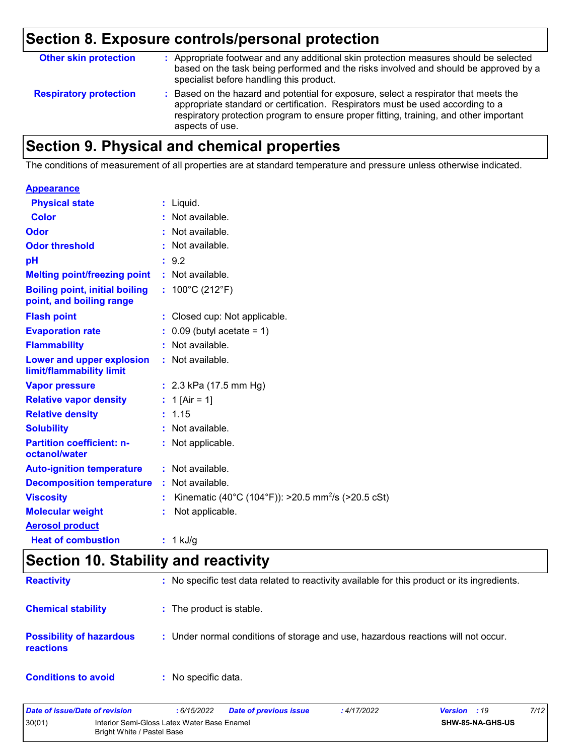## Section 8. Exposure controls/personal protection

**Other skin protection** : Appropriate footwear and any additional skin protection measures should be selected based on the task being performed and the risks involved and should be approved by a specialist before handling this product.

**Respiratory protection** : Based on the hazard and potential for exposure, select a respirator that meets the appropriate standard or certification. Respirators must be used according to a respiratory protection program to ensure proper fitting, training, and other important aspects of use.

## Section 9. Physical and chemical properties

The conditions of measurement of all properties are at standard temperature and pressure unless otherwise indicated.

**Appearance**

| | |
|---|---|
| **Physical state** | : Liquid. |
| **Color** | : Not available. |
| **Odor** | : Not available. |
| **Odor threshold** | : Not available. |
| **pH** | : 9.2 |
| **Melting point/freezing point** | : Not available. |
| **Boiling point, initial boiling point, and boiling range** | : 100°C (212°F) |
| **Flash point** | : Closed cup: Not applicable. |
| **Evaporation rate** | : 0.09 (butyl acetate = 1) |
| **Flammability** | : Not available. |
| **Lower and upper explosion limit/flammability limit** | : Not available. |
| **Vapor pressure** | : 2.3 kPa (17.5 mm Hg) |
| **Relative vapor density** | : 1 [Air = 1] |
| **Relative density** | : 1.15 |
| **Solubility** | : Not available. |
| **Partition coefficient: n-octanol/water** | : Not applicable. |
| **Auto-ignition temperature** | : Not available. |
| **Decomposition temperature** | : Not available. |
| **Viscosity** | : Kinematic (40°C (104°F)): >20.5 $mm^2/s$ (>20.5 cSt) |
| **Molecular weight** | : Not applicable. |

**Aerosol product**

| | |
|---|---|
| **Heat of combustion** | : 1 kJ/g |

## Section 10. Stability and reactivity

**Reactivity** : No specific test data related to reactivity available for this product or its ingredients.

**Chemical stability** : The product is stable.

**Possibility of hazardous reactions** : Under normal conditions of storage and use, hazardous reactions will not occur.

**Conditions to avoid** : No specific data.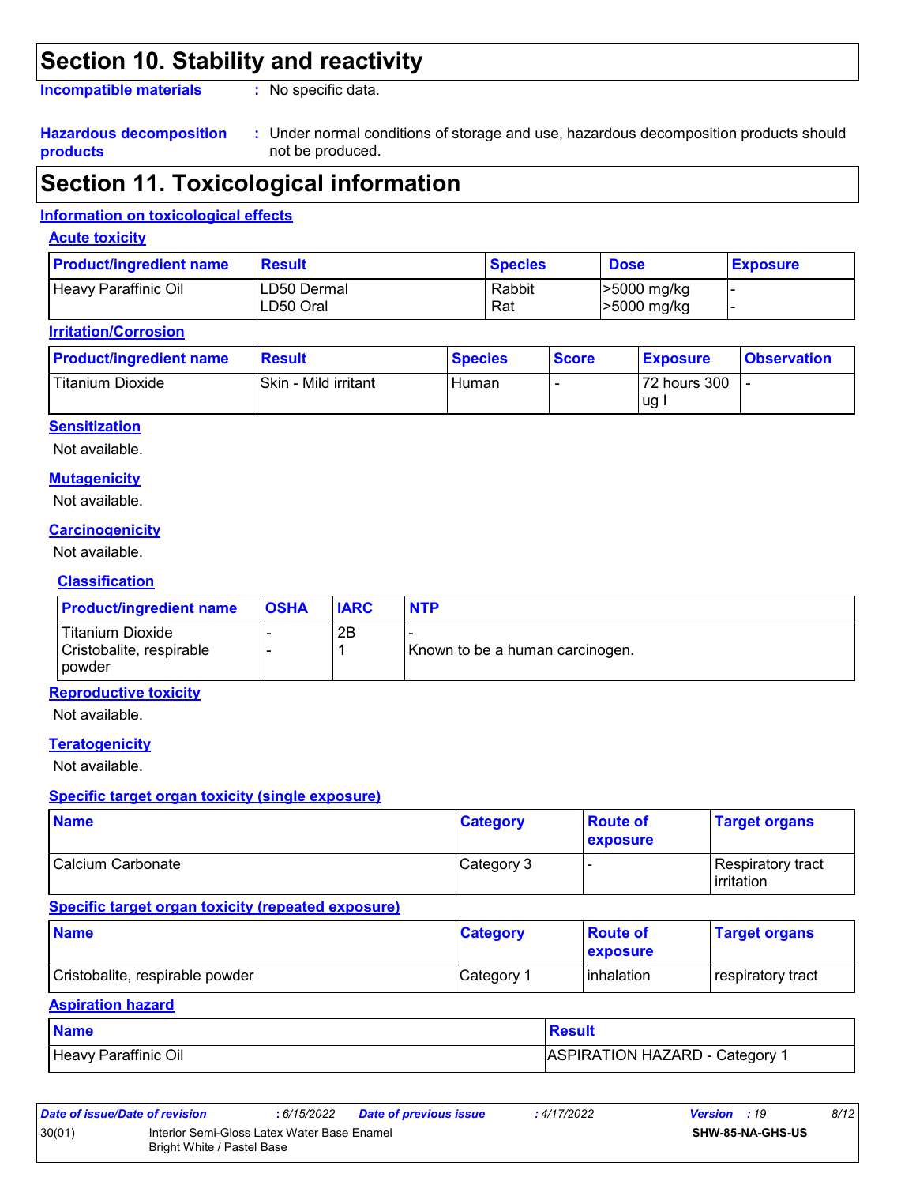# Section 10. Stability and reactivity

**Incompatible materials** : No specific data.

**Hazardous decomposition products** : Under normal conditions of storage and use, hazardous decomposition products should not be produced.

# Section 11. Toxicological information

## Information on toxicological effects

### Acute toxicity

| Product/ingredient name | Result | Species | Dose | Exposure |
|---|---|---|---|---|
| Heavy Paraffinic Oil | LD50 Dermal<br>LD50 Oral | Rabbit<br>Rat | >5000 mg/kg<br>>5000 mg/kg | -<br>- |

### Irritation/Corrosion

| Product/ingredient name | Result | Species | Score | Exposure | Observation |
|---|---|---|---|---|---|
| Titanium Dioxide | Skin - Mild irritant | Human | - | 72 hours 300 ug I | - |

### Sensitization

Not available.

### Mutagenicity

Not available.

### Carcinogenicity

Not available.

#### Classification

| Product/ingredient name | OSHA | IARC | NTP |
|---|---|---|---|
| Titanium Dioxide | - | 2B | - |
| Cristobalite, respirable powder | - | 1 | Known to be a human carcinogen. |

### Reproductive toxicity

Not available.

### Teratogenicity

Not available.

### Specific target organ toxicity (single exposure)

| Name | Category | Route of exposure | Target organs |
|---|---|---|---|
| Calcium Carbonate | Category 3 | - | Respiratory tract irritation |

### Specific target organ toxicity (repeated exposure)

| Name | Category | Route of exposure | Target organs |
|---|---|---|---|
| Cristobalite, respirable powder | Category 1 | inhalation | respiratory tract |

### Aspiration hazard

| Name | Result |
|---|---|
| Heavy Paraffinic Oil | ASPIRATION HAZARD - Category 1 |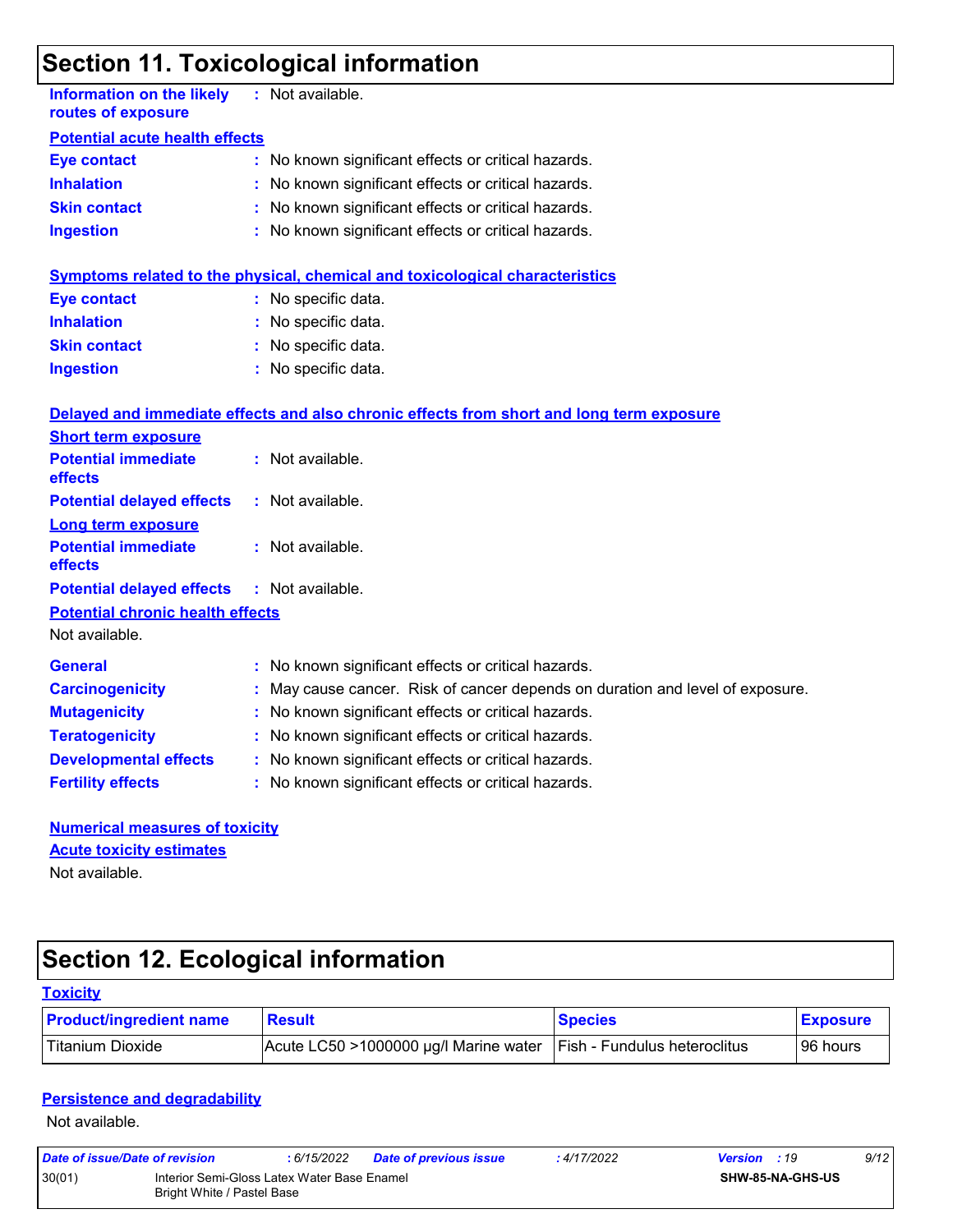## Section 11. Toxicological information

**Information on the likely routes of exposure** : Not available.

**Potential acute health effects**

**Eye contact** : No known significant effects or critical hazards.
**Inhalation** : No known significant effects or critical hazards.
**Skin contact** : No known significant effects or critical hazards.
**Ingestion** : No known significant effects or critical hazards.

**Symptoms related to the physical, chemical and toxicological characteristics**

**Eye contact** : No specific data.
**Inhalation** : No specific data.
**Skin contact** : No specific data.
**Ingestion** : No specific data.

**Delayed and immediate effects and also chronic effects from short and long term exposure**

**Short term exposure**

**Potential immediate effects** : Not available.
**Potential delayed effects** : Not available.

**Long term exposure**

**Potential immediate effects** : Not available.
**Potential delayed effects** : Not available.

**Potential chronic health effects**

Not available.

**General** : No known significant effects or critical hazards.
**Carcinogenicity** : May cause cancer. Risk of cancer depends on duration and level of exposure.
**Mutagenicity** : No known significant effects or critical hazards.
**Teratogenicity** : No known significant effects or critical hazards.
**Developmental effects** : No known significant effects or critical hazards.
**Fertility effects** : No known significant effects or critical hazards.

**Numerical measures of toxicity**

**Acute toxicity estimates**

Not available.

## Section 12. Ecological information

**Toxicity**

| Product/ingredient name | Result | Species | Exposure |
| --- | --- | --- | --- |
| Titanium Dioxide | Acute LC50 >1000000 µg/l Marine water | Fish - Fundulus heteroclitus | 96 hours |

**Persistence and degradability**

Not available.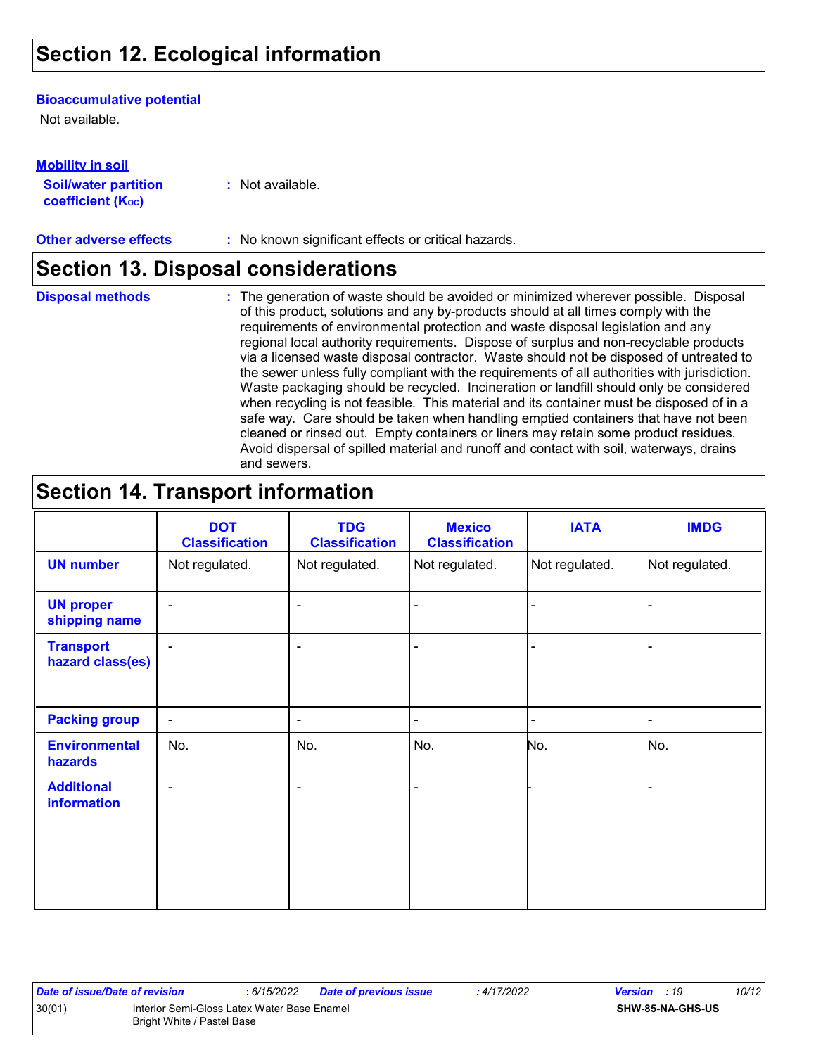# Section 12. Ecological information

### Bioaccumulative potential

Not available.

### Mobility in soil

**Soil/water partition coefficient ($K_{OC}$)** : Not available.

**Other adverse effects** : No known significant effects or critical hazards.

# Section 13. Disposal considerations

**Disposal methods** : The generation of waste should be avoided or minimized wherever possible. Disposal of this product, solutions and any by-products should at all times comply with the requirements of environmental protection and waste disposal legislation and any regional local authority requirements. Dispose of surplus and non-recyclable products via a licensed waste disposal contractor. Waste should not be disposed of untreated to the sewer unless fully compliant with the requirements of all authorities with jurisdiction. Waste packaging should be recycled. Incineration or landfill should only be considered when recycling is not feasible. This material and its container must be disposed of in a safe way. Care should be taken when handling emptied containers that have not been cleaned or rinsed out. Empty containers or liners may retain some product residues. Avoid dispersal of spilled material and runoff and contact with soil, waterways, drains and sewers.

# Section 14. Transport information

| | DOT Classification | TDG Classification | Mexico Classification | IATA | IMDG |
|---|---|---|---|---|---|
| UN number | Not regulated. | Not regulated. | Not regulated. | Not regulated. | Not regulated. |
| UN proper shipping name | - | - | - | - | - |
| Transport hazard class(es) | - | - | - | - | - |
| Packing group | - | - | - | - | - |
| Environmental hazards | No. | No. | No. | No. | No. |
| Additional information | - | - | - | - | - |

Date of issue/Date of revision : 6/15/2022 Date of previous issue : 4/17/2022 Version : 19

30(01) Interior Semi-Gloss Latex Water Base Enamel Bright White / Pastel Base SHW-85-NA-GHS-US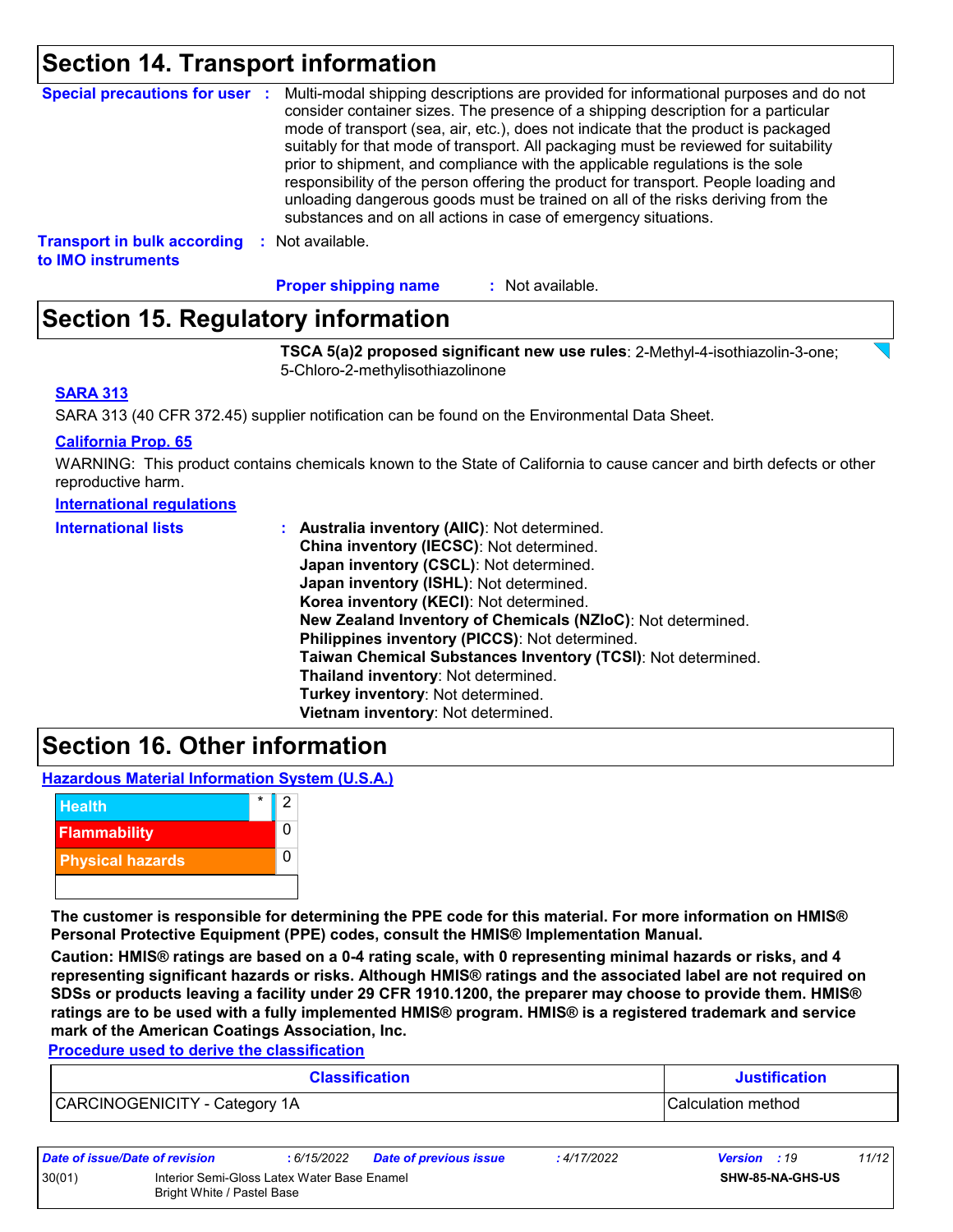## Section 14. Transport information

**Special precautions for user** : Multi-modal shipping descriptions are provided for informational purposes and do not consider container sizes. The presence of a shipping description for a particular mode of transport (sea, air, etc.), does not indicate that the product is packaged suitably for that mode of transport. All packaging must be reviewed for suitability prior to shipment, and compliance with the applicable regulations is the sole responsibility of the person offering the product for transport. People loading and unloading dangerous goods must be trained on all of the risks deriving from the substances and on all actions in case of emergency situations.

**Transport in bulk according to IMO instruments** : Not available.

**Proper shipping name** : Not available.

## Section 15. Regulatory information

**TSCA 5(a)2 proposed significant new use rules**: 2-Methyl-4-isothiazolin-3-one; 5-Chloro-2-methylisothiazolinone

**SARA 313**

SARA 313 (40 CFR 372.45) supplier notification can be found on the Environmental Data Sheet.

**California Prop. 65**

WARNING: This product contains chemicals known to the State of California to cause cancer and birth defects or other reproductive harm.

**International regulations**

**International lists** :
- **Australia inventory (AIIC)**: Not determined.
- **China inventory (IECSC)**: Not determined.
- **Japan inventory (CSCL)**: Not determined.
- **Japan inventory (ISHL)**: Not determined.
- **Korea inventory (KECI)**: Not determined.
- **New Zealand Inventory of Chemicals (NZIoC)**: Not determined.
- **Philippines inventory (PICCS)**: Not determined.
- **Taiwan Chemical Substances Inventory (TCSI)**: Not determined.
- **Thailand inventory**: Not determined.
- **Turkey inventory**: Not determined.
- **Vietnam inventory**: Not determined.

## Section 16. Other information

**Hazardous Material Information System (U.S.A.)**

| | | |
|---|---|---|
| Health | * | 2 |
| Flammability | | 0 |
| Physical hazards | | 0 |

**The customer is responsible for determining the PPE code for this material. For more information on HMIS® Personal Protective Equipment (PPE) codes, consult the HMIS® Implementation Manual.**

**Caution: HMIS® ratings are based on a 0-4 rating scale, with 0 representing minimal hazards or risks, and 4 representing significant hazards or risks. Although HMIS® ratings and the associated label are not required on SDSs or products leaving a facility under 29 CFR 1910.1200, the preparer may choose to provide them. HMIS® ratings are to be used with a fully implemented HMIS® program. HMIS® is a registered trademark and service mark of the American Coatings Association, Inc.**

**Procedure used to derive the classification**

| Classification | Justification |
|---|---|
| CARCINOGENICITY - Category 1A | Calculation method |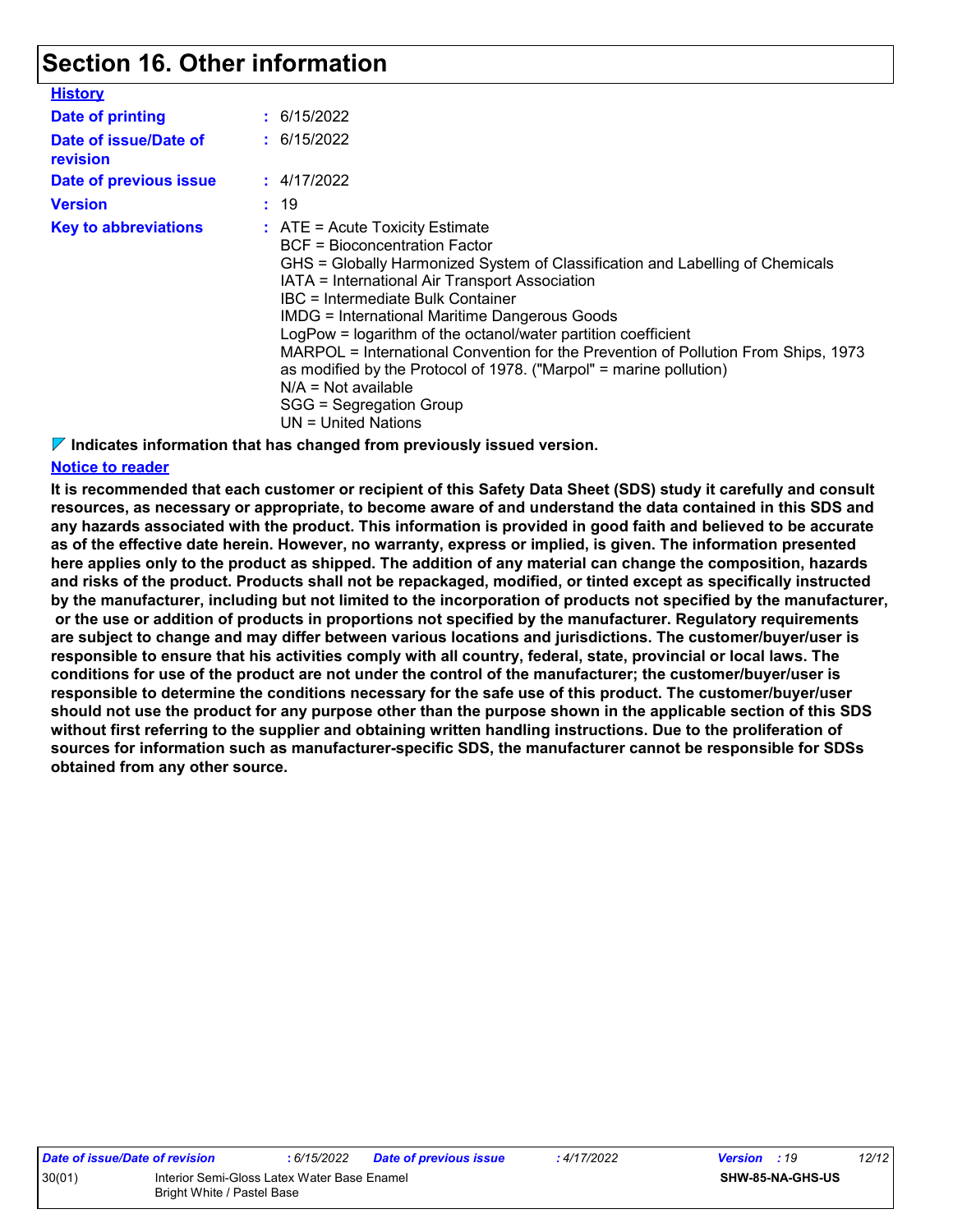# Section 16. Other information

## History

| | | |
|---|---|---|
| **Date of printing** | : | 6/15/2022 |
| **Date of issue/Date of revision** | : | 6/15/2022 |
| **Date of previous issue** | : | 4/17/2022 |
| **Version** | : | 19 |
| **Key to abbreviations** | : | ATE = Acute Toxicity Estimate<br>BCF = Bioconcentration Factor<br>GHS = Globally Harmonized System of Classification and Labelling of Chemicals<br>IATA = International Air Transport Association<br>IBC = Intermediate Bulk Container<br>IMDG = International Maritime Dangerous Goods<br>LogPow = logarithm of the octanol/water partition coefficient<br>MARPOL = International Convention for the Prevention of Pollution From Ships, 1973 as modified by the Protocol of 1978. ("Marpol" = marine pollution)<br>N/A = Not available<br>SGG = Segregation Group<br>UN = United Nations |

**Indicates information that has changed from previously issued version.**

## Notice to reader

**It is recommended that each customer or recipient of this Safety Data Sheet (SDS) study it carefully and consult resources, as necessary or appropriate, to become aware of and understand the data contained in this SDS and any hazards associated with the product. This information is provided in good faith and believed to be accurate as of the effective date herein. However, no warranty, express or implied, is given. The information presented here applies only to the product as shipped. The addition of any material can change the composition, hazards and risks of the product. Products shall not be repackaged, modified, or tinted except as specifically instructed by the manufacturer, including but not limited to the incorporation of products not specified by the manufacturer, or the use or addition of products in proportions not specified by the manufacturer. Regulatory requirements are subject to change and may differ between various locations and jurisdictions. The customer/buyer/user is responsible to ensure that his activities comply with all country, federal, state, provincial or local laws. The conditions for use of the product are not under the control of the manufacturer; the customer/buyer/user is responsible to determine the conditions necessary for the safe use of this product. The customer/buyer/user should not use the product for any purpose other than the purpose shown in the applicable section of this SDS without first referring to the supplier and obtaining written handling instructions. Due to the proliferation of sources for information such as manufacturer-specific SDS, the manufacturer cannot be responsible for SDSs obtained from any other source.**